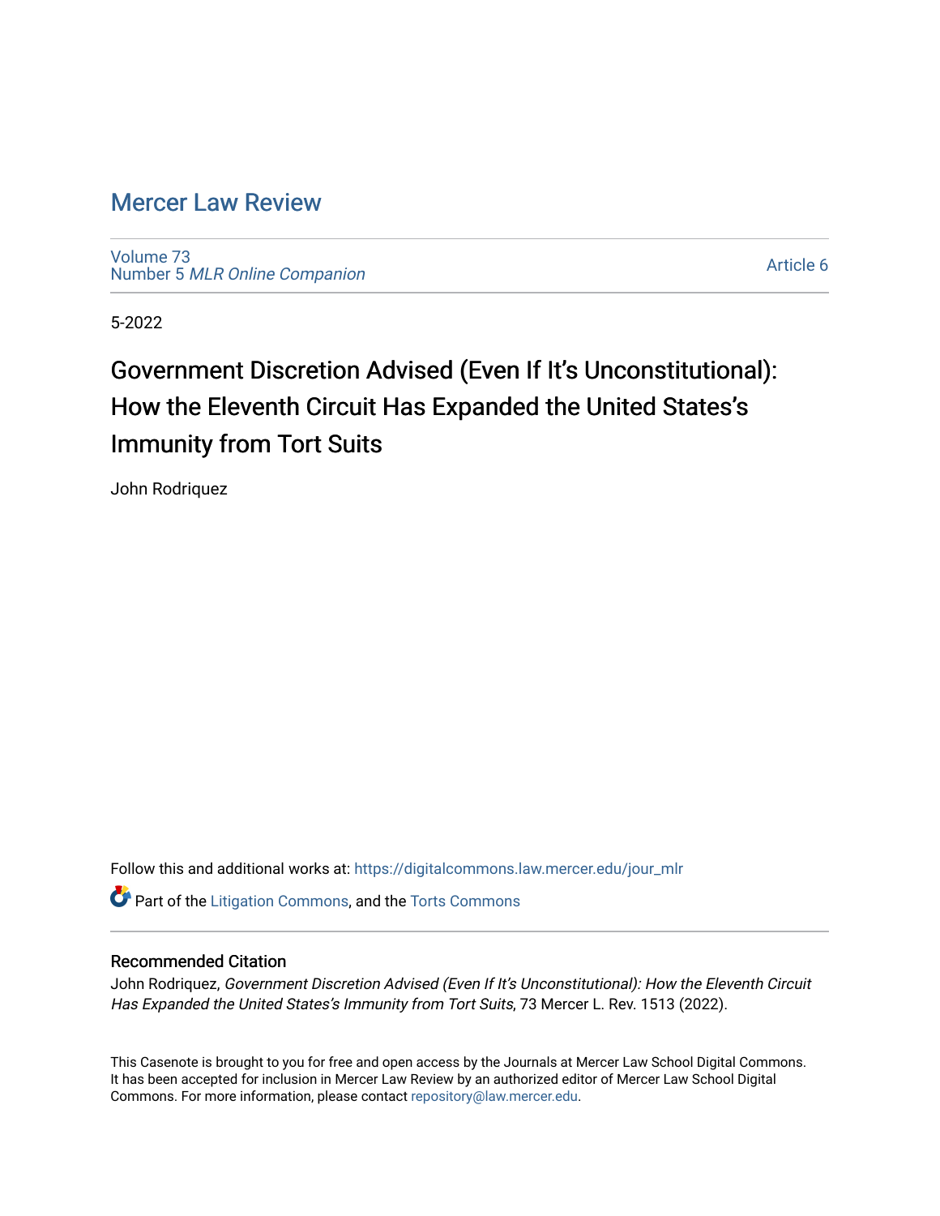# Mercer Law Review

Volume 73
Number 5 *MLR Online Companion*

Article 6

5-2022

## Government Discretion Advised (Even If It's Unconstitutional): How the Eleventh Circuit Has Expanded the United States's Immunity from Tort Suits

John Rodriquez

Follow this and additional works at: https://digitalcommons.law.mercer.edu/jour_mlr

Part of the Litigation Commons, and the Torts Commons

### Recommended Citation

John Rodriquez, *Government Discretion Advised (Even If It's Unconstitutional): How the Eleventh Circuit Has Expanded the United States's Immunity from Tort Suits*, 73 Mercer L. Rev. 1513 (2022).

This Casenote is brought to you for free and open access by the Journals at Mercer Law School Digital Commons. It has been accepted for inclusion in Mercer Law Review by an authorized editor of Mercer Law School Digital Commons. For more information, please contact repository@law.mercer.edu.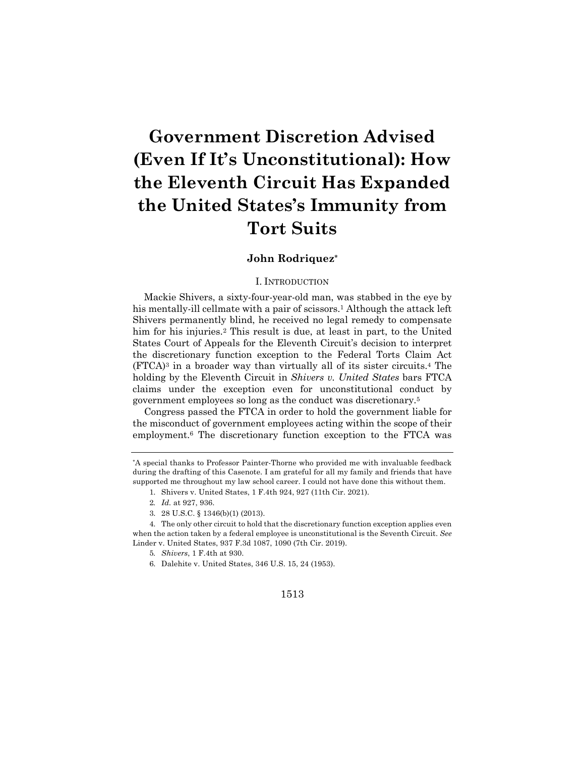// Government Discretion Advised (Even If It's Unconstitutional): How the Eleventh Circuit Has Expanded the United States's Immunity from Tort Suits

# Government Discretion Advised (Even If It's Unconstitutional): How the Eleventh Circuit Has Expanded the United States's Immunity from Tort Suits

**John Rodriquez***

## I. Introduction

Mackie Shivers, a sixty-four-year-old man, was stabbed in the eye by his mentally-ill cellmate with a pair of scissors.[1] Although the attack left Shivers permanently blind, he received no legal remedy to compensate him for his injuries.[2] This result is due, at least in part, to the United States Court of Appeals for the Eleventh Circuit's decision to interpret the discretionary function exception to the Federal Torts Claim Act (FTCA)[3] in a broader way than virtually all of its sister circuits.[4] The holding by the Eleventh Circuit in *Shivers v. United States* bars FTCA claims under the exception even for unconstitutional conduct by government employees so long as the conduct was discretionary.[5]

Congress passed the FTCA in order to hold the government liable for the misconduct of government employees acting within the scope of their employment.[6] The discretionary function exception to the FTCA was

---

*A special thanks to Professor Painter-Thorne who provided me with invaluable feedback during the drafting of this Casenote. I am grateful for all my family and friends that have supported me throughout my law school career. I could not have done this without them.

1. Shivers v. United States, 1 F.4th 924, 927 (11th Cir. 2021).

2. *Id.* at 927, 936.

3. 28 U.S.C. § 1346(b)(1) (2013).

4. The only other circuit to hold that the discretionary function exception applies even when the action taken by a federal employee is unconstitutional is the Seventh Circuit. *See* Linder v. United States, 937 F.3d 1087, 1090 (7th Cir. 2019).

5. *Shivers*, 1 F.4th at 930.

6. Dalehite v. United States, 346 U.S. 15, 24 (1953).

# Government Discretion Advised (Even If It's Unconstitutional): How the Eleventh Circuit Has Expanded the United States's Immunity from Tort Suits

**John Rodriquez***

## I. Introduction

Mackie Shivers, a sixty-four-year-old man, was stabbed in the eye by his mentally-ill cellmate with a pair of scissors.[1] Although the attack left Shivers permanently blind, he received no legal remedy to compensate him for his injuries.[2] This result is due, at least in part, to the United States Court of Appeals for the Eleventh Circuit's decision to interpret the discretionary function exception to the Federal Torts Claim Act (FTCA)[3] in a broader way than virtually all of its sister circuits.[4] The holding by the Eleventh Circuit in *Shivers v. United States* bars FTCA claims under the exception even for unconstitutional conduct by government employees so long as the conduct was discretionary.[5]

Congress passed the FTCA in order to hold the government liable for the misconduct of government employees acting within the scope of their employment.[6] The discretionary function exception to the FTCA was

---

*A special thanks to Professor Painter-Thorne who provided me with invaluable feedback during the drafting of this Casenote. I am grateful for all my family and friends that have supported me throughout my law school career. I could not have done this without them.

1. Shivers v. United States, 1 F.4th 924, 927 (11th Cir. 2021).

2. *Id.* at 927, 936.

3. 28 U.S.C. § 1346(b)(1) (2013).

4. The only other circuit to hold that the discretionary function exception applies even when the action taken by a federal employee is unconstitutional is the Seventh Circuit. *See* Linder v. United States, 937 F.3d 1087, 1090 (7th Cir. 2019).

5. *Shivers*, 1 F.4th at 930.

6. Dalehite v. United States, 346 U.S. 15, 24 (1953).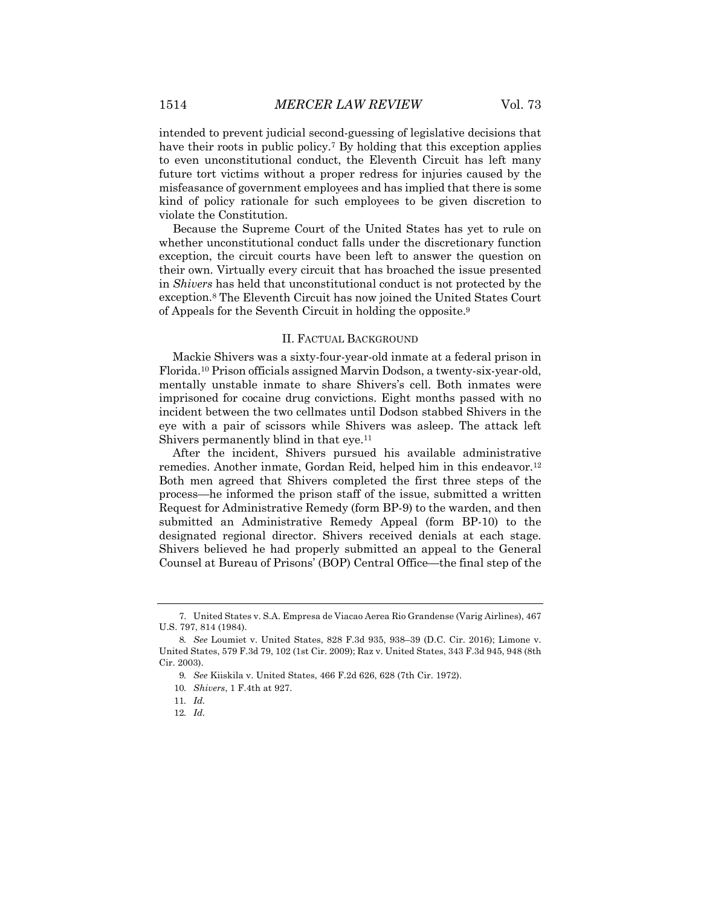intended to prevent judicial second-guessing of legislative decisions that have their roots in public policy.[7] By holding that this exception applies to even unconstitutional conduct, the Eleventh Circuit has left many future tort victims without a proper redress for injuries caused by the misfeasance of government employees and has implied that there is some kind of policy rationale for such employees to be given discretion to violate the Constitution.

Because the Supreme Court of the United States has yet to rule on whether unconstitutional conduct falls under the discretionary function exception, the circuit courts have been left to answer the question on their own. Virtually every circuit that has broached the issue presented in *Shivers* has held that unconstitutional conduct is not protected by the exception.[8] The Eleventh Circuit has now joined the United States Court of Appeals for the Seventh Circuit in holding the opposite.[9]

## II. Factual Background

Mackie Shivers was a sixty-four-year-old inmate at a federal prison in Florida.[10] Prison officials assigned Marvin Dodson, a twenty-six-year-old, mentally unstable inmate to share Shivers's cell. Both inmates were imprisoned for cocaine drug convictions. Eight months passed with no incident between the two cellmates until Dodson stabbed Shivers in the eye with a pair of scissors while Shivers was asleep. The attack left Shivers permanently blind in that eye.[11]

After the incident, Shivers pursued his available administrative remedies. Another inmate, Gordan Reid, helped him in this endeavor.[12] Both men agreed that Shivers completed the first three steps of the process—he informed the prison staff of the issue, submitted a written Request for Administrative Remedy (form BP-9) to the warden, and then submitted an Administrative Remedy Appeal (form BP-10) to the designated regional director. Shivers received denials at each stage. Shivers believed he had properly submitted an appeal to the General Counsel at Bureau of Prisons' (BOP) Central Office—the final step of the

---

7. United States v. S.A. Empresa de Viacao Aerea Rio Grandense (Varig Airlines), 467 U.S. 797, 814 (1984).

8. *See* Loumiet v. United States, 828 F.3d 935, 938–39 (D.C. Cir. 2016); Limone v. United States, 579 F.3d 79, 102 (1st Cir. 2009); Raz v. United States, 343 F.3d 945, 948 (8th Cir. 2003).

9. *See* Kiiskila v. United States, 466 F.2d 626, 628 (7th Cir. 1972).

10. *Shivers*, 1 F.4th at 927.

11. *Id.*

12. *Id.*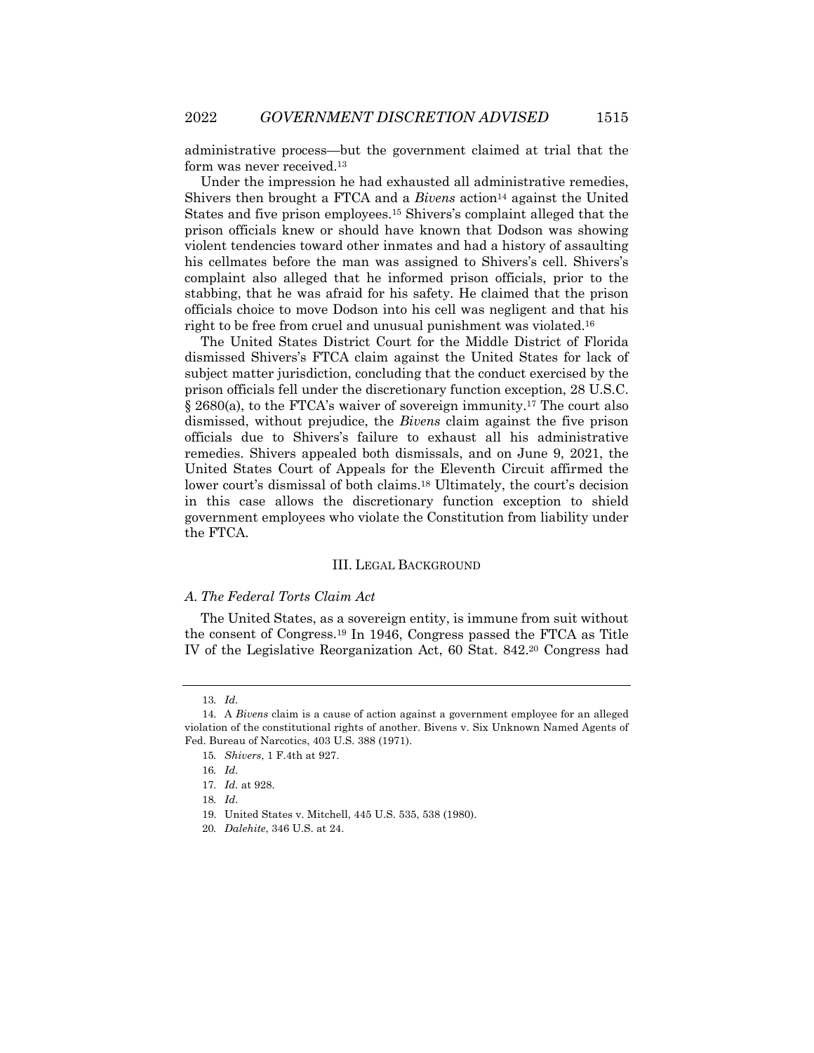administrative process—but the government claimed at trial that the form was never received.[13]

Under the impression he had exhausted all administrative remedies, Shivers then brought a FTCA and a *Bivens* action[14] against the United States and five prison employees.[15] Shivers's complaint alleged that the prison officials knew or should have known that Dodson was showing violent tendencies toward other inmates and had a history of assaulting his cellmates before the man was assigned to Shivers's cell. Shivers's complaint also alleged that he informed prison officials, prior to the stabbing, that he was afraid for his safety. He claimed that the prison officials choice to move Dodson into his cell was negligent and that his right to be free from cruel and unusual punishment was violated.[16]

The United States District Court for the Middle District of Florida dismissed Shivers's FTCA claim against the United States for lack of subject matter jurisdiction, concluding that the conduct exercised by the prison officials fell under the discretionary function exception, 28 U.S.C. § 2680(a), to the FTCA's waiver of sovereign immunity.[17] The court also dismissed, without prejudice, the *Bivens* claim against the five prison officials due to Shivers's failure to exhaust all his administrative remedies. Shivers appealed both dismissals, and on June 9, 2021, the United States Court of Appeals for the Eleventh Circuit affirmed the lower court's dismissal of both claims.[18] Ultimately, the court's decision in this case allows the discretionary function exception to shield government employees who violate the Constitution from liability under the FTCA.

## III. Legal Background

### A. *The Federal Torts Claim Act*

The United States, as a sovereign entity, is immune from suit without the consent of Congress.[19] In 1946, Congress passed the FTCA as Title IV of the Legislative Reorganization Act, 60 Stat. 842.[20] Congress had

---

13. *Id.*

14. A *Bivens* claim is a cause of action against a government employee for an alleged violation of the constitutional rights of another. Bivens v. Six Unknown Named Agents of Fed. Bureau of Narcotics, 403 U.S. 388 (1971).

15. *Shivers*, 1 F.4th at 927.

16. *Id.*

17. *Id.* at 928.

18. *Id*.

19. United States v. Mitchell, 445 U.S. 535, 538 (1980).

20. *Dalehite*, 346 U.S. at 24.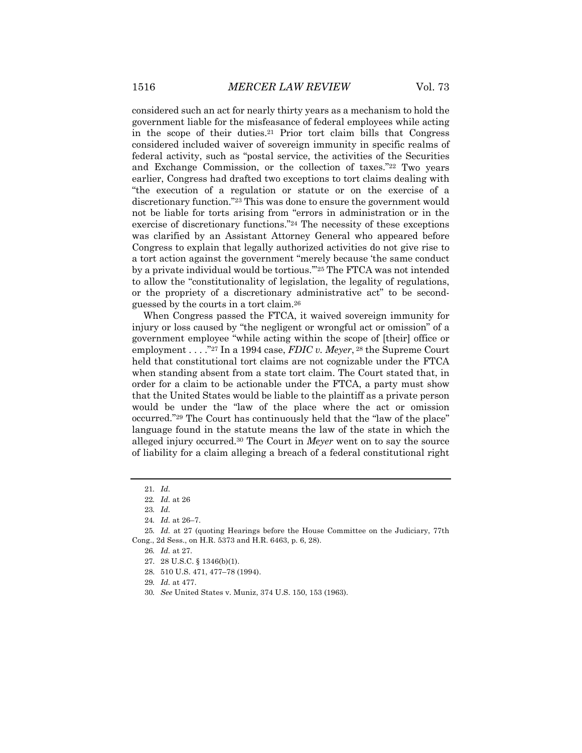considered such an act for nearly thirty years as a mechanism to hold the government liable for the misfeasance of federal employees while acting in the scope of their duties.[21] Prior tort claim bills that Congress considered included waiver of sovereign immunity in specific realms of federal activity, such as "postal service, the activities of the Securities and Exchange Commission, or the collection of taxes."[22] Two years earlier, Congress had drafted two exceptions to tort claims dealing with "the execution of a regulation or statute or on the exercise of a discretionary function."[23] This was done to ensure the government would not be liable for torts arising from "errors in administration or in the exercise of discretionary functions."[24] The necessity of these exceptions was clarified by an Assistant Attorney General who appeared before Congress to explain that legally authorized activities do not give rise to a tort action against the government "merely because 'the same conduct by a private individual would be tortious.'"[25] The FTCA was not intended to allow the "constitutionality of legislation, the legality of regulations, or the propriety of a discretionary administrative act" to be second-guessed by the courts in a tort claim.[26]

When Congress passed the FTCA, it waived sovereign immunity for injury or loss caused by "the negligent or wrongful act or omission" of a government employee "while acting within the scope of [their] office or employment . . . ."[27] In a 1994 case, *FDIC v. Meyer*, [28] the Supreme Court held that constitutional tort claims are not cognizable under the FTCA when standing absent from a state tort claim. The Court stated that, in order for a claim to be actionable under the FTCA, a party must show that the United States would be liable to the plaintiff as a private person would be under the "law of the place where the act or omission occurred."[29] The Court has continuously held that the "law of the place" language found in the statute means the law of the state in which the alleged injury occurred.[30] The Court in *Meyer* went on to say the source of liability for a claim alleging a breach of a federal constitutional right

---

21. *Id.*
22. *Id.* at 26
23. *Id.*
24. *Id.* at 26–7.
25. *Id.* at 27 (quoting Hearings before the House Committee on the Judiciary, 77th Cong., 2d Sess., on H.R. 5373 and H.R. 6463, p. 6, 28).
26. *Id.* at 27.
27. 28 U.S.C. § 1346(b)(1).
28. 510 U.S. 471, 477–78 (1994).
29. *Id.* at 477.
30. *See* United States v. Muniz, 374 U.S. 150, 153 (1963).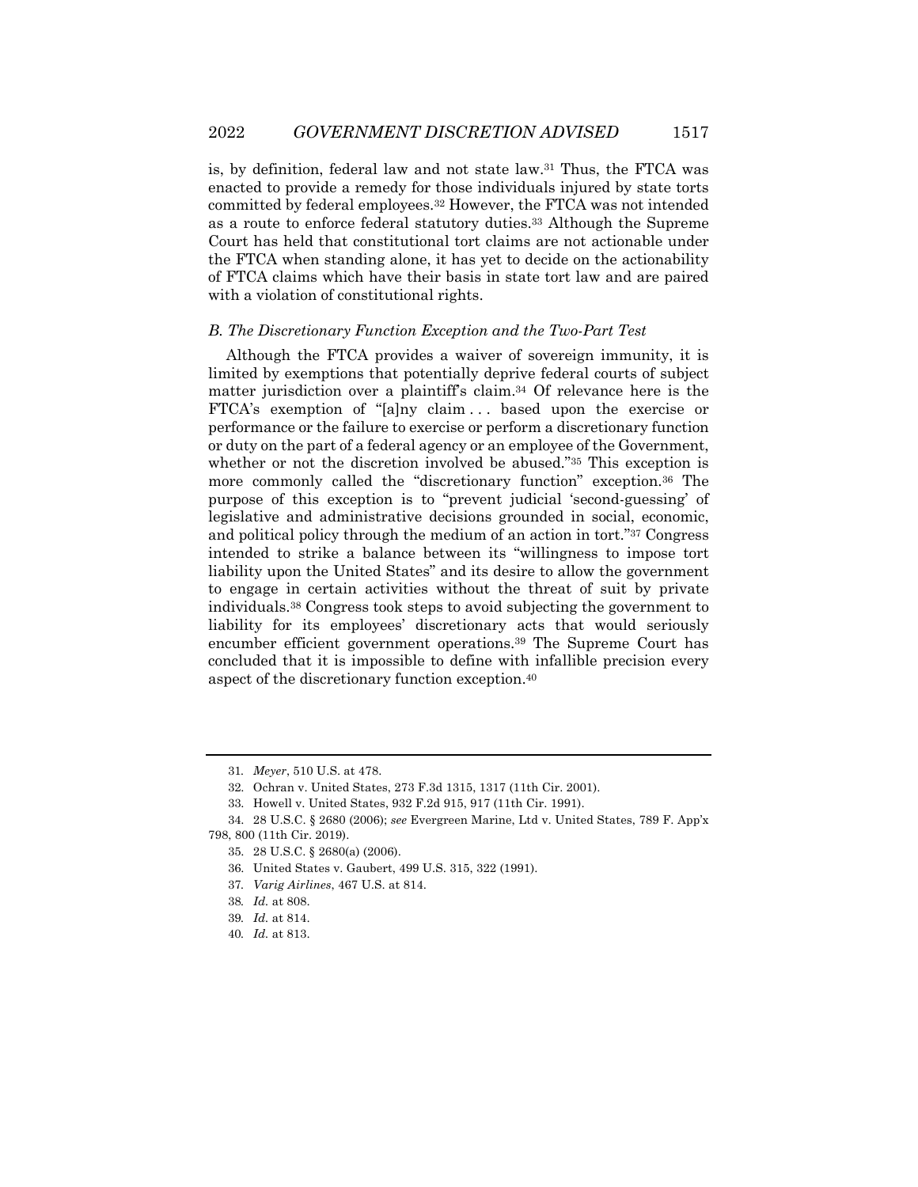is, by definition, federal law and not state law.[31] Thus, the FTCA was enacted to provide a remedy for those individuals injured by state torts committed by federal employees.[32] However, the FTCA was not intended as a route to enforce federal statutory duties.[33] Although the Supreme Court has held that constitutional tort claims are not actionable under the FTCA when standing alone, it has yet to decide on the actionability of FTCA claims which have their basis in state tort law and are paired with a violation of constitutional rights.

### *B. The Discretionary Function Exception and the Two-Part Test*

Although the FTCA provides a waiver of sovereign immunity, it is limited by exemptions that potentially deprive federal courts of subject matter jurisdiction over a plaintiff's claim.[34] Of relevance here is the FTCA's exemption of "[a]ny claim . . . based upon the exercise or performance or the failure to exercise or perform a discretionary function or duty on the part of a federal agency or an employee of the Government, whether or not the discretion involved be abused."[35] This exception is more commonly called the "discretionary function" exception.[36] The purpose of this exception is to "prevent judicial 'second-guessing' of legislative and administrative decisions grounded in social, economic, and political policy through the medium of an action in tort."[37] Congress intended to strike a balance between its "willingness to impose tort liability upon the United States" and its desire to allow the government to engage in certain activities without the threat of suit by private individuals.[38] Congress took steps to avoid subjecting the government to liability for its employees' discretionary acts that would seriously encumber efficient government operations.[39] The Supreme Court has concluded that it is impossible to define with infallible precision every aspect of the discretionary function exception.[40]

---

31. *Meyer*, 510 U.S. at 478.
32. Ochran v. United States, 273 F.3d 1315, 1317 (11th Cir. 2001).
33. Howell v. United States, 932 F.2d 915, 917 (11th Cir. 1991).
34. 28 U.S.C. § 2680 (2006); *see* Evergreen Marine, Ltd v. United States, 789 F. App'x 798, 800 (11th Cir. 2019).
35. 28 U.S.C. § 2680(a) (2006).
36. United States v. Gaubert, 499 U.S. 315, 322 (1991).
37. *Varig Airlines*, 467 U.S. at 814.
38. *Id.* at 808.
39. *Id.* at 814.
40. *Id.* at 813.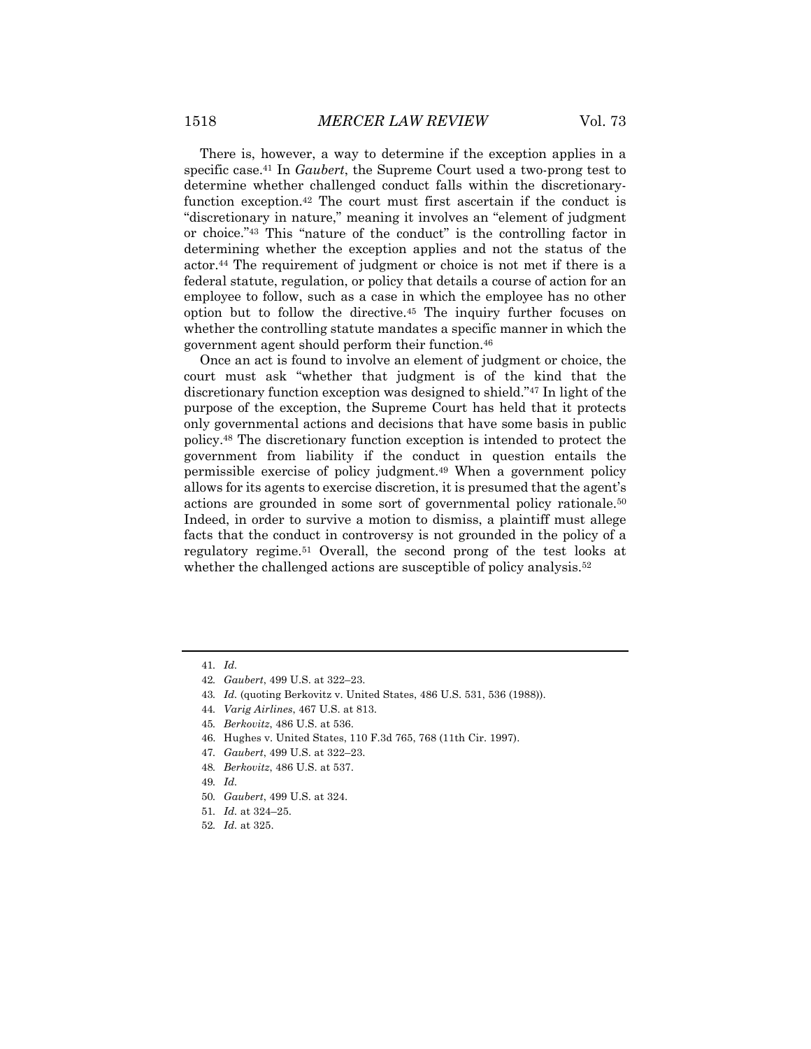There is, however, a way to determine if the exception applies in a specific case.[41] In *Gaubert*, the Supreme Court used a two-prong test to determine whether challenged conduct falls within the discretionary-function exception.[42] The court must first ascertain if the conduct is "discretionary in nature," meaning it involves an "element of judgment or choice."[43] This "nature of the conduct" is the controlling factor in determining whether the exception applies and not the status of the actor.[44] The requirement of judgment or choice is not met if there is a federal statute, regulation, or policy that details a course of action for an employee to follow, such as a case in which the employee has no other option but to follow the directive.[45] The inquiry further focuses on whether the controlling statute mandates a specific manner in which the government agent should perform their function.[46]

Once an act is found to involve an element of judgment or choice, the court must ask "whether that judgment is of the kind that the discretionary function exception was designed to shield."[47] In light of the purpose of the exception, the Supreme Court has held that it protects only governmental actions and decisions that have some basis in public policy.[48] The discretionary function exception is intended to protect the government from liability if the conduct in question entails the permissible exercise of policy judgment.[49] When a government policy allows for its agents to exercise discretion, it is presumed that the agent's actions are grounded in some sort of governmental policy rationale.[50] Indeed, in order to survive a motion to dismiss, a plaintiff must allege facts that the conduct in controversy is not grounded in the policy of a regulatory regime.[51] Overall, the second prong of the test looks at whether the challenged actions are susceptible of policy analysis.[52]

---

41. *Id.*
42. *Gaubert*, 499 U.S. at 322–23.
43. *Id.* (quoting Berkovitz v. United States, 486 U.S. 531, 536 (1988)).
44. *Varig Airlines*, 467 U.S. at 813.
45. *Berkovitz*, 486 U.S. at 536.
46. Hughes v. United States, 110 F.3d 765, 768 (11th Cir. 1997).
47. *Gaubert*, 499 U.S. at 322–23.
48. *Berkovitz*, 486 U.S. at 537.
49. *Id.*
50. *Gaubert*, 499 U.S. at 324.
51. *Id.* at 324–25.
52. *Id.* at 325.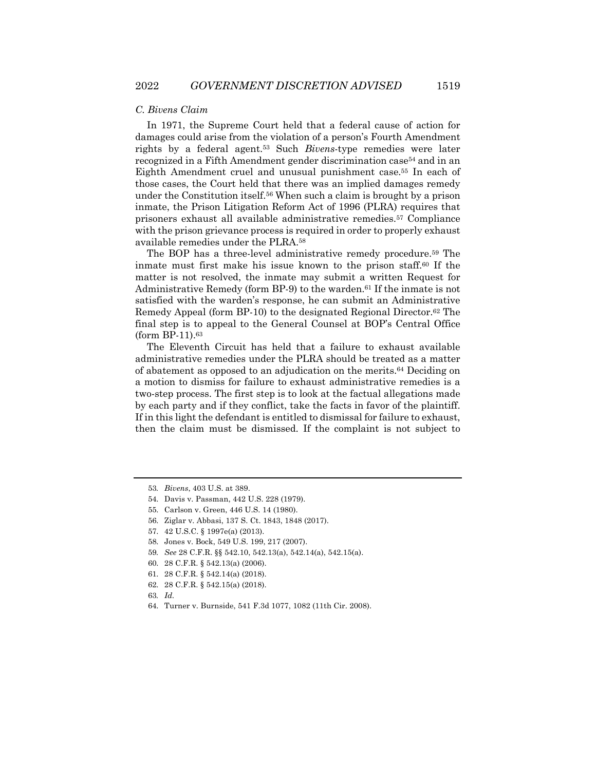### *C. Bivens Claim*

In 1971, the Supreme Court held that a federal cause of action for damages could arise from the violation of a person's Fourth Amendment rights by a federal agent.[53] Such *Bivens*-type remedies were later recognized in a Fifth Amendment gender discrimination case[54] and in an Eighth Amendment cruel and unusual punishment case.[55] In each of those cases, the Court held that there was an implied damages remedy under the Constitution itself.[56] When such a claim is brought by a prison inmate, the Prison Litigation Reform Act of 1996 (PLRA) requires that prisoners exhaust all available administrative remedies.[57] Compliance with the prison grievance process is required in order to properly exhaust available remedies under the PLRA.[58]

The BOP has a three-level administrative remedy procedure.[59] The inmate must first make his issue known to the prison staff.[60] If the matter is not resolved, the inmate may submit a written Request for Administrative Remedy (form BP-9) to the warden.[61] If the inmate is not satisfied with the warden's response, he can submit an Administrative Remedy Appeal (form BP-10) to the designated Regional Director.[62] The final step is to appeal to the General Counsel at BOP's Central Office (form BP-11).[63]

The Eleventh Circuit has held that a failure to exhaust available administrative remedies under the PLRA should be treated as a matter of abatement as opposed to an adjudication on the merits.[64] Deciding on a motion to dismiss for failure to exhaust administrative remedies is a two-step process. The first step is to look at the factual allegations made by each party and if they conflict, take the facts in favor of the plaintiff. If in this light the defendant is entitled to dismissal for failure to exhaust, then the claim must be dismissed. If the complaint is not subject to

---

53. *Bivens*, 403 U.S. at 389.
54. Davis v. Passman, 442 U.S. 228 (1979).
55. Carlson v. Green, 446 U.S. 14 (1980).
56. Ziglar v. Abbasi, 137 S. Ct. 1843, 1848 (2017).
57. 42 U.S.C. § 1997e(a) (2013).
58. Jones v. Bock, 549 U.S. 199, 217 (2007).
59. *See* 28 C.F.R. §§ 542.10, 542.13(a), 542.14(a), 542.15(a).
60. 28 C.F.R. § 542.13(a) (2006).
61. 28 C.F.R. § 542.14(a) (2018).
62. 28 C.F.R. § 542.15(a) (2018).
63. *Id.*
64. Turner v. Burnside, 541 F.3d 1077, 1082 (11th Cir. 2008).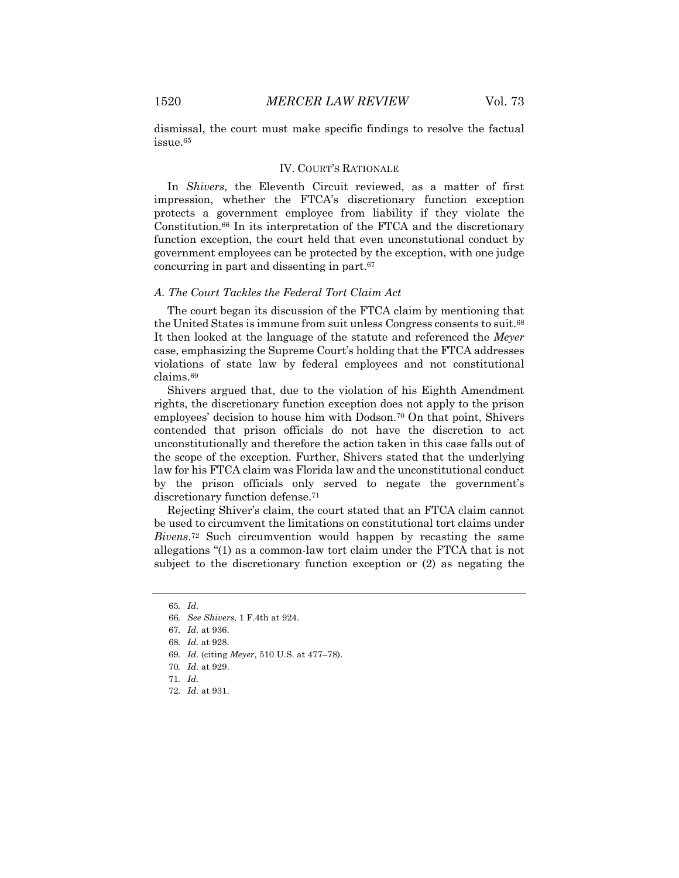dismissal, the court must make specific findings to resolve the factual issue.[65]

## IV. Court's Rationale

In *Shivers*, the Eleventh Circuit reviewed, as a matter of first impression, whether the FTCA's discretionary function exception protects a government employee from liability if they violate the Constitution.[66] In its interpretation of the FTCA and the discretionary function exception, the court held that even unconstutional conduct by government employees can be protected by the exception, with one judge concurring in part and dissenting in part.[67]

### *A. The Court Tackles the Federal Tort Claim Act*

The court began its discussion of the FTCA claim by mentioning that the United States is immune from suit unless Congress consents to suit.[68] It then looked at the language of the statute and referenced the *Meyer* case, emphasizing the Supreme Court's holding that the FTCA addresses violations of state law by federal employees and not constitutional claims.[69]

Shivers argued that, due to the violation of his Eighth Amendment rights, the discretionary function exception does not apply to the prison employees' decision to house him with Dodson.[70] On that point, Shivers contended that prison officials do not have the discretion to act unconstitutionally and therefore the action taken in this case falls out of the scope of the exception. Further, Shivers stated that the underlying law for his FTCA claim was Florida law and the unconstitutional conduct by the prison officials only served to negate the government's discretionary function defense.[71]

Rejecting Shiver's claim, the court stated that an FTCA claim cannot be used to circumvent the limitations on constitutional tort claims under *Bivens*.[72] Such circumvention would happen by recasting the same allegations "(1) as a common-law tort claim under the FTCA that is not subject to the discretionary function exception or (2) as negating the

---

65. *Id.*
66. *See Shivers*, 1 F.4th at 924.
67. *Id.* at 936.
68. *Id.* at 928.
69. *Id.* (citing *Meyer*, 510 U.S. at 477–78).
70. *Id.* at 929.
71. *Id.*
72. *Id.* at 931.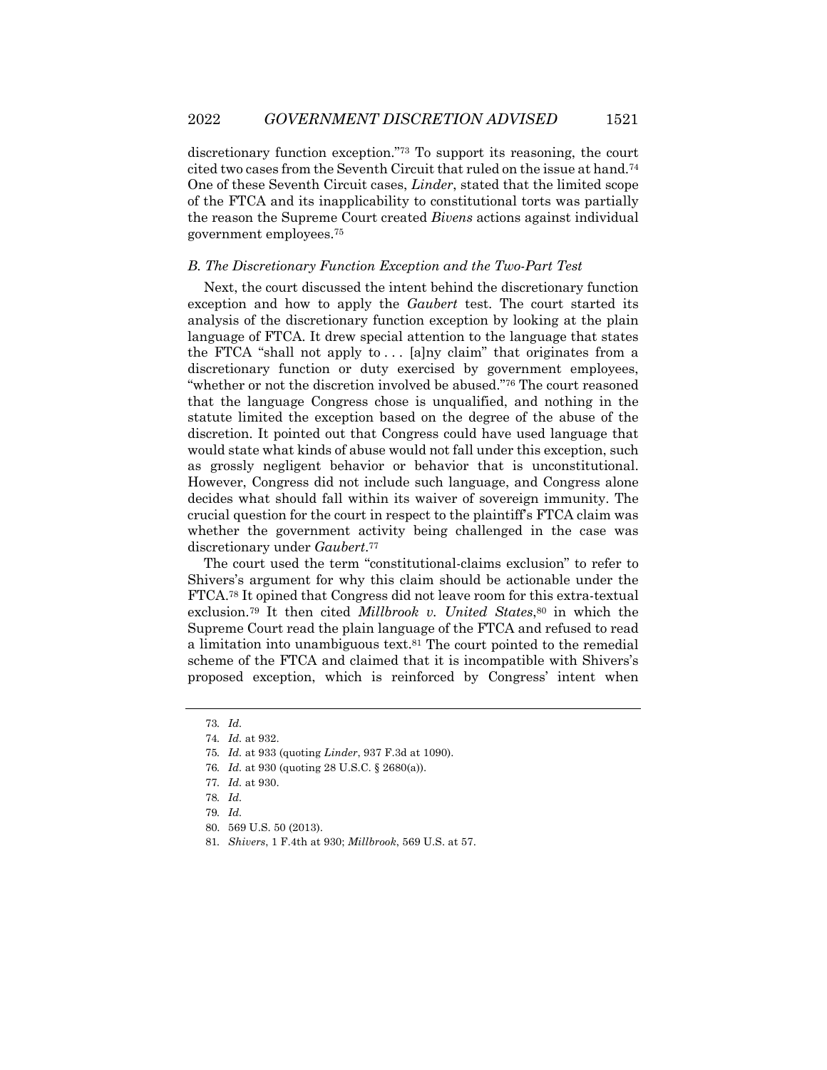discretionary function exception."[73] To support its reasoning, the court cited two cases from the Seventh Circuit that ruled on the issue at hand.[74] One of these Seventh Circuit cases, *Linder*, stated that the limited scope of the FTCA and its inapplicability to constitutional torts was partially the reason the Supreme Court created *Bivens* actions against individual government employees.[75]

### *B. The Discretionary Function Exception and the Two-Part Test*

Next, the court discussed the intent behind the discretionary function exception and how to apply the *Gaubert* test. The court started its analysis of the discretionary function exception by looking at the plain language of FTCA. It drew special attention to the language that states the FTCA "shall not apply to . . . [a]ny claim" that originates from a discretionary function or duty exercised by government employees, "whether or not the discretion involved be abused."[76] The court reasoned that the language Congress chose is unqualified, and nothing in the statute limited the exception based on the degree of the abuse of the discretion. It pointed out that Congress could have used language that would state what kinds of abuse would not fall under this exception, such as grossly negligent behavior or behavior that is unconstitutional. However, Congress did not include such language, and Congress alone decides what should fall within its waiver of sovereign immunity. The crucial question for the court in respect to the plaintiff's FTCA claim was whether the government activity being challenged in the case was discretionary under *Gaubert*.[77]

The court used the term "constitutional-claims exclusion" to refer to Shivers's argument for why this claim should be actionable under the FTCA.[78] It opined that Congress did not leave room for this extra-textual exclusion.[79] It then cited *Millbrook v. United States*,[80] in which the Supreme Court read the plain language of the FTCA and refused to read a limitation into unambiguous text.[81] The court pointed to the remedial scheme of the FTCA and claimed that it is incompatible with Shivers's proposed exception, which is reinforced by Congress' intent when

---

73. *Id.*

74. *Id.* at 932.

75. *Id.* at 933 (quoting *Linder*, 937 F.3d at 1090).

76. *Id.* at 930 (quoting 28 U.S.C. § 2680(a)).

77. *Id.* at 930.

78. *Id.*

79. *Id.*

80. 569 U.S. 50 (2013).

81. *Shivers*, 1 F.4th at 930; *Millbrook*, 569 U.S. at 57.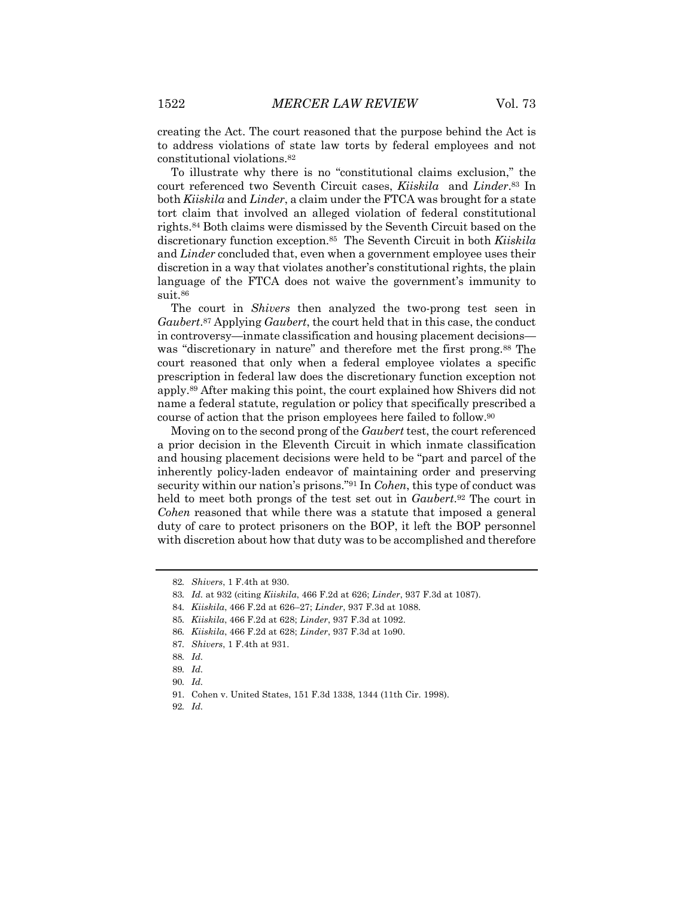creating the Act. The court reasoned that the purpose behind the Act is to address violations of state law torts by federal employees and not constitutional violations.[82]

To illustrate why there is no "constitutional claims exclusion," the court referenced two Seventh Circuit cases, *Kiiskila* and *Linder*.[83] In both *Kiiskila* and *Linder*, a claim under the FTCA was brought for a state tort claim that involved an alleged violation of federal constitutional rights.[84] Both claims were dismissed by the Seventh Circuit based on the discretionary function exception.[85] The Seventh Circuit in both *Kiiskila* and *Linder* concluded that, even when a government employee uses their discretion in a way that violates another's constitutional rights, the plain language of the FTCA does not waive the government's immunity to suit.[86]

The court in *Shivers* then analyzed the two-prong test seen in *Gaubert*.[87] Applying *Gaubert*, the court held that in this case, the conduct in controversy—inmate classification and housing placement decisions—was "discretionary in nature" and therefore met the first prong.[88] The court reasoned that only when a federal employee violates a specific prescription in federal law does the discretionary function exception not apply.[89] After making this point, the court explained how Shivers did not name a federal statute, regulation or policy that specifically prescribed a course of action that the prison employees here failed to follow.[90]

Moving on to the second prong of the *Gaubert* test, the court referenced a prior decision in the Eleventh Circuit in which inmate classification and housing placement decisions were held to be "part and parcel of the inherently policy-laden endeavor of maintaining order and preserving security within our nation's prisons."[91] In *Cohen*, this type of conduct was held to meet both prongs of the test set out in *Gaubert*.[92] The court in *Cohen* reasoned that while there was a statute that imposed a general duty of care to protect prisoners on the BOP, it left the BOP personnel with discretion about how that duty was to be accomplished and therefore

---

82. *Shivers*, 1 F.4th at 930.

83. *Id.* at 932 (citing *Kiiskila*, 466 F.2d at 626; *Linder*, 937 F.3d at 1087).

84. *Kiiskila*, 466 F.2d at 626–27; *Linder*, 937 F.3d at 1088.

85. *Kiiskila*, 466 F.2d at 628; *Linder*, 937 F.3d at 1092.

86. *Kiiskila*, 466 F.2d at 628; *Linder*, 937 F.3d at 1o90.

87. *Shivers*, 1 F.4th at 931.

88. *Id.*

89. *Id.*

90. *Id.*

91. Cohen v. United States, 151 F.3d 1338, 1344 (11th Cir. 1998).

92. *Id.*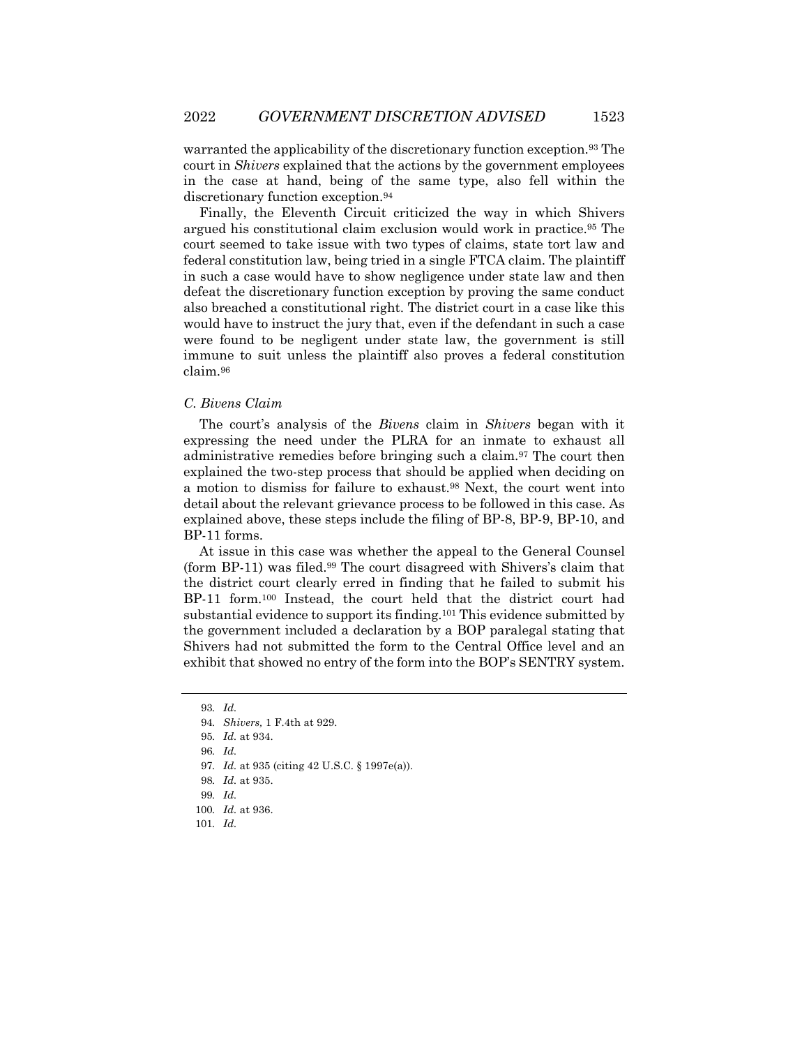warranted the applicability of the discretionary function exception.[93] The court in *Shivers* explained that the actions by the government employees in the case at hand, being of the same type, also fell within the discretionary function exception.[94]

Finally, the Eleventh Circuit criticized the way in which Shivers argued his constitutional claim exclusion would work in practice.[95] The court seemed to take issue with two types of claims, state tort law and federal constitution law, being tried in a single FTCA claim. The plaintiff in such a case would have to show negligence under state law and then defeat the discretionary function exception by proving the same conduct also breached a constitutional right. The district court in a case like this would have to instruct the jury that, even if the defendant in such a case were found to be negligent under state law, the government is still immune to suit unless the plaintiff also proves a federal constitution claim.[96]

### *C. Bivens Claim*

The court's analysis of the *Bivens* claim in *Shivers* began with it expressing the need under the PLRA for an inmate to exhaust all administrative remedies before bringing such a claim.[97] The court then explained the two-step process that should be applied when deciding on a motion to dismiss for failure to exhaust.[98] Next, the court went into detail about the relevant grievance process to be followed in this case. As explained above, these steps include the filing of BP-8, BP-9, BP-10, and BP-11 forms.

At issue in this case was whether the appeal to the General Counsel (form BP-11) was filed.[99] The court disagreed with Shivers's claim that the district court clearly erred in finding that he failed to submit his BP-11 form.[100] Instead, the court held that the district court had substantial evidence to support its finding.[101] This evidence submitted by the government included a declaration by a BOP paralegal stating that Shivers had not submitted the form to the Central Office level and an exhibit that showed no entry of the form into the BOP's SENTRY system.

---

93. *Id.*

94. *Shivers,* 1 F.4th at 929.

95. *Id.* at 934.

96. *Id.*

97. *Id.* at 935 (citing 42 U.S.C. § 1997e(a)).

98. *Id.* at 935.

99. *Id.*

100. *Id.* at 936.

101. *Id.*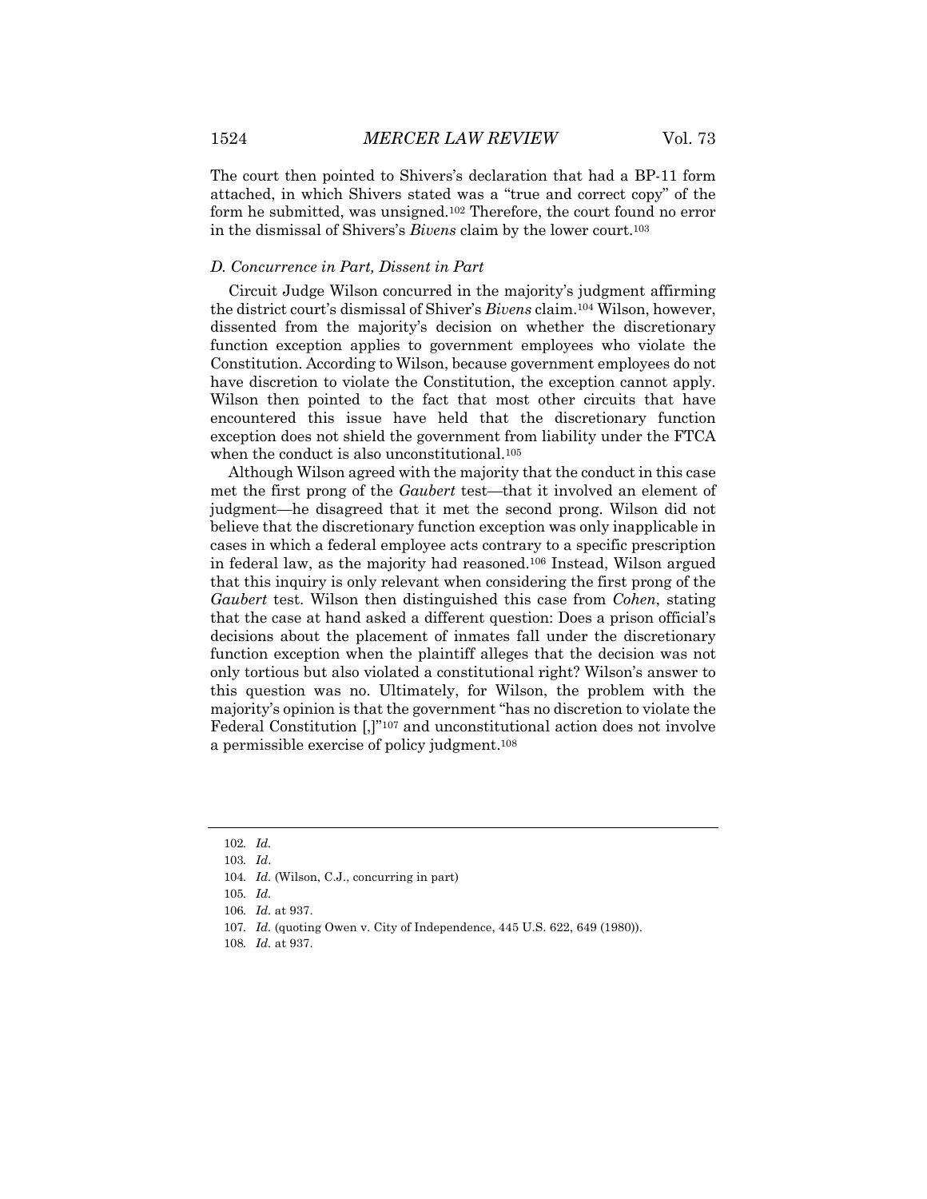The court then pointed to Shivers's declaration that had a BP-11 form attached, in which Shivers stated was a "true and correct copy" of the form he submitted, was unsigned.[102] Therefore, the court found no error in the dismissal of Shivers's *Bivens* claim by the lower court.[103]

### *D. Concurrence in Part, Dissent in Part*

Circuit Judge Wilson concurred in the majority's judgment affirming the district court's dismissal of Shiver's *Bivens* claim.[104] Wilson, however, dissented from the majority's decision on whether the discretionary function exception applies to government employees who violate the Constitution. According to Wilson, because government employees do not have discretion to violate the Constitution, the exception cannot apply. Wilson then pointed to the fact that most other circuits that have encountered this issue have held that the discretionary function exception does not shield the government from liability under the FTCA when the conduct is also unconstitutional.[105]

Although Wilson agreed with the majority that the conduct in this case met the first prong of the *Gaubert* test—that it involved an element of judgment—he disagreed that it met the second prong. Wilson did not believe that the discretionary function exception was only inapplicable in cases in which a federal employee acts contrary to a specific prescription in federal law, as the majority had reasoned.[106] Instead, Wilson argued that this inquiry is only relevant when considering the first prong of the *Gaubert* test. Wilson then distinguished this case from *Cohen*, stating that the case at hand asked a different question: Does a prison official's decisions about the placement of inmates fall under the discretionary function exception when the plaintiff alleges that the decision was not only tortious but also violated a constitutional right? Wilson's answer to this question was no. Ultimately, for Wilson, the problem with the majority's opinion is that the government "has no discretion to violate the Federal Constitution [,]"[107] and unconstitutional action does not involve a permissible exercise of policy judgment.[108]

---

102. *Id.*
103. *Id.*
104. *Id.* (Wilson, C.J., concurring in part)
105. *Id.*
106. *Id.* at 937.
107. *Id.* (quoting Owen v. City of Independence, 445 U.S. 622, 649 (1980)).
108. *Id.* at 937.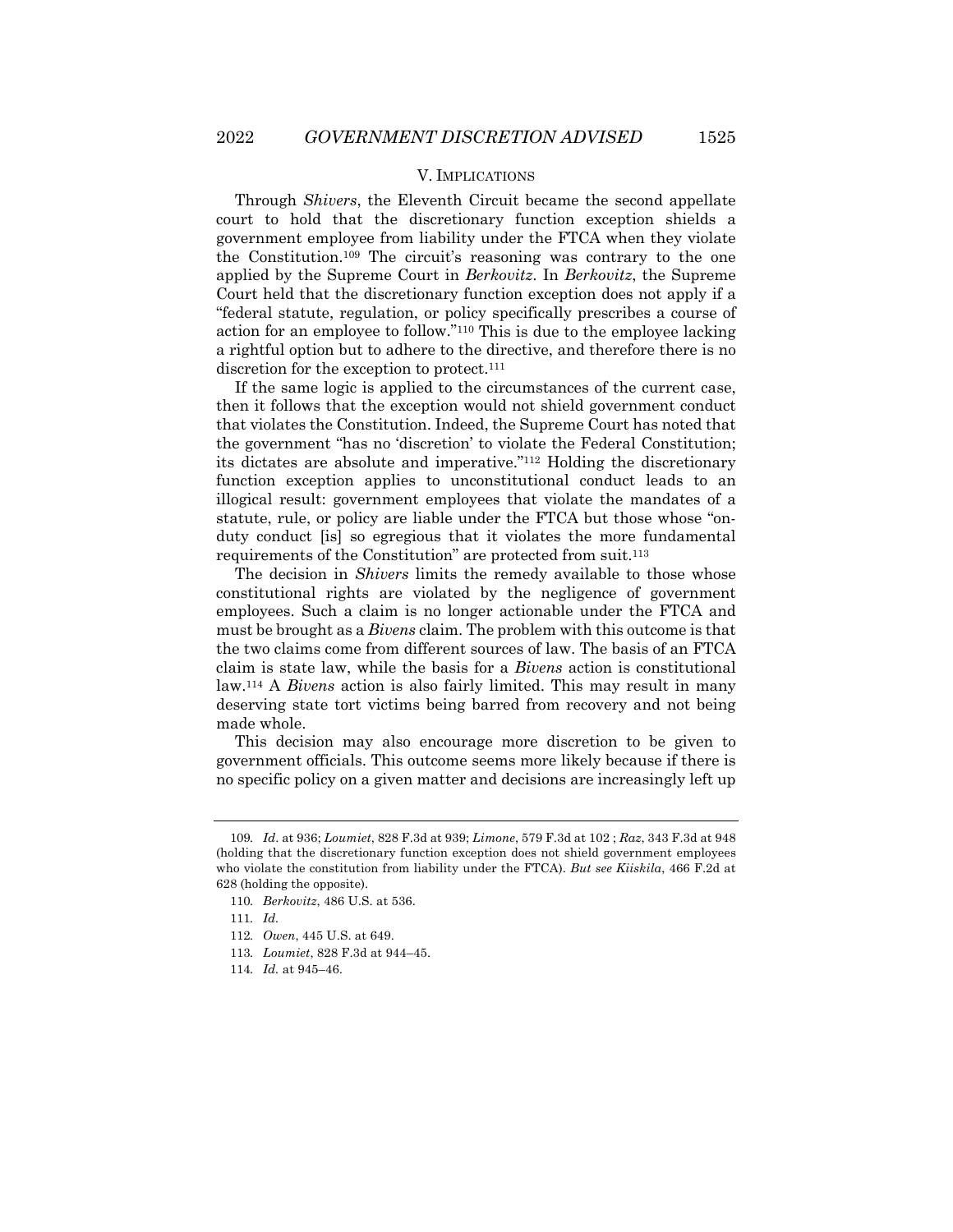## V. IMPLICATIONS

Through *Shivers*, the Eleventh Circuit became the second appellate court to hold that the discretionary function exception shields a government employee from liability under the FTCA when they violate the Constitution.[109] The circuit's reasoning was contrary to the one applied by the Supreme Court in *Berkovitz*. In *Berkovitz*, the Supreme Court held that the discretionary function exception does not apply if a "federal statute, regulation, or policy specifically prescribes a course of action for an employee to follow."[110] This is due to the employee lacking a rightful option but to adhere to the directive, and therefore there is no discretion for the exception to protect.[111]

If the same logic is applied to the circumstances of the current case, then it follows that the exception would not shield government conduct that violates the Constitution. Indeed, the Supreme Court has noted that the government "has no 'discretion' to violate the Federal Constitution; its dictates are absolute and imperative."[112] Holding the discretionary function exception applies to unconstitutional conduct leads to an illogical result: government employees that violate the mandates of a statute, rule, or policy are liable under the FTCA but those whose "on-duty conduct [is] so egregious that it violates the more fundamental requirements of the Constitution" are protected from suit.[113]

The decision in *Shivers* limits the remedy available to those whose constitutional rights are violated by the negligence of government employees. Such a claim is no longer actionable under the FTCA and must be brought as a *Bivens* claim. The problem with this outcome is that the two claims come from different sources of law. The basis of an FTCA claim is state law, while the basis for a *Bivens* action is constitutional law.[114] A *Bivens* action is also fairly limited. This may result in many deserving state tort victims being barred from recovery and not being made whole.

This decision may also encourage more discretion to be given to government officials. This outcome seems more likely because if there is no specific policy on a given matter and decisions are increasingly left up

---

109. *Id*. at 936; *Loumiet*, 828 F.3d at 939; *Limone*, 579 F.3d at 102 ; *Raz*, 343 F.3d at 948 (holding that the discretionary function exception does not shield government employees who violate the constitution from liability under the FTCA). *But see Kiiskila*, 466 F.2d at 628 (holding the opposite).

110. *Berkovitz*, 486 U.S. at 536.

111. *Id.*

112. *Owen*, 445 U.S. at 649.

113. *Loumiet*, 828 F.3d at 944–45.

114. *Id.* at 945–46.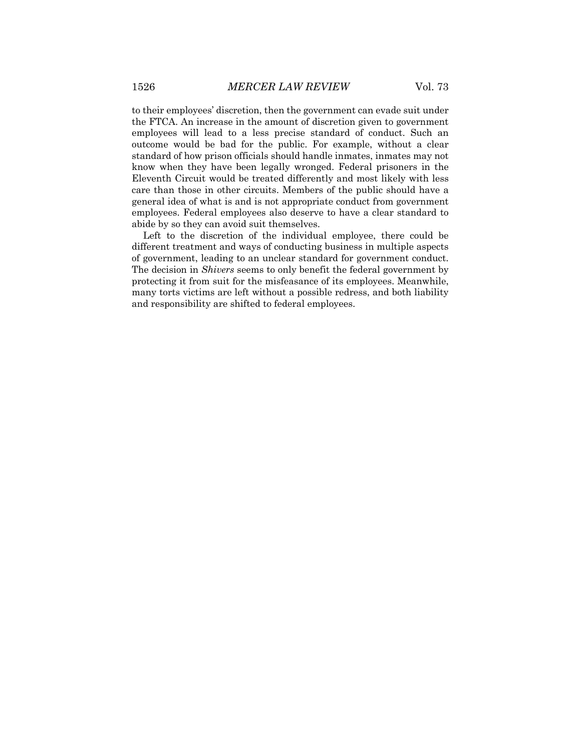to their employees' discretion, then the government can evade suit under the FTCA. An increase in the amount of discretion given to government employees will lead to a less precise standard of conduct. Such an outcome would be bad for the public. For example, without a clear standard of how prison officials should handle inmates, inmates may not know when they have been legally wronged. Federal prisoners in the Eleventh Circuit would be treated differently and most likely with less care than those in other circuits. Members of the public should have a general idea of what is and is not appropriate conduct from government employees. Federal employees also deserve to have a clear standard to abide by so they can avoid suit themselves.

Left to the discretion of the individual employee, there could be different treatment and ways of conducting business in multiple aspects of government, leading to an unclear standard for government conduct. The decision in *Shivers* seems to only benefit the federal government by protecting it from suit for the misfeasance of its employees. Meanwhile, many torts victims are left without a possible redress, and both liability and responsibility are shifted to federal employees.